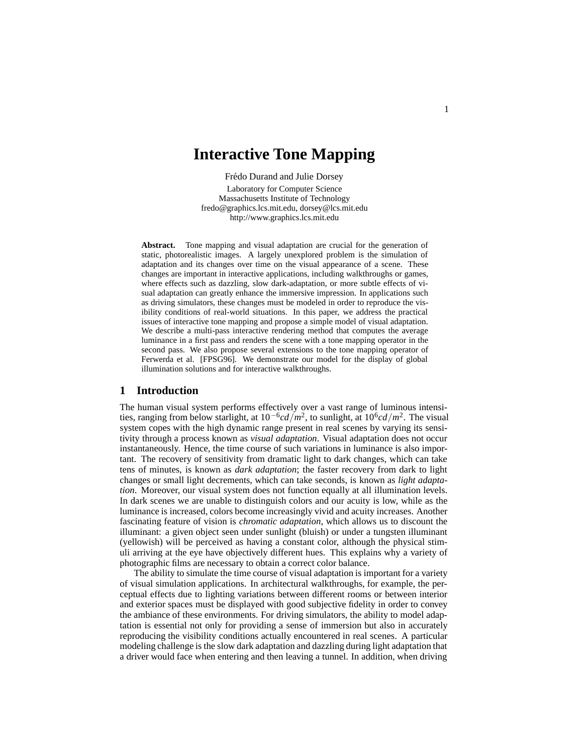# Interactive Tone Mapping

Frédo Durand and Julie Dorsey

Laboratory for Computer Science
Massachusetts Institute of Technology
fredo@graphics.lcs.mit.edu, dorsey@lcs.mit.edu
http://www.graphics.lcs.mit.edu

**Abstract.** Tone mapping and visual adaptation are crucial for the generation of static, photorealistic images. A largely unexplored problem is the simulation of adaptation and its changes over time on the visual appearance of a scene. These changes are important in interactive applications, including walkthroughs or games, where effects such as dazzling, slow dark-adaptation, or more subtle effects of visual adaptation can greatly enhance the immersive impression. In applications such as driving simulators, these changes must be modeled in order to reproduce the visibility conditions of real-world situations. In this paper, we address the practical issues of interactive tone mapping and propose a simple model of visual adaptation. We describe a multi-pass interactive rendering method that computes the average luminance in a first pass and renders the scene with a tone mapping operator in the second pass. We also propose several extensions to the tone mapping operator of Ferwerda et al. [FPSG96]. We demonstrate our model for the display of global illumination solutions and for interactive walkthroughs.

## 1 Introduction

The human visual system performs effectively over a vast range of luminous intensities, ranging from below starlight, at $10^{-6} cd/m^2$, to sunlight, at $10^{6} cd/m^2$. The visual system copes with the high dynamic range present in real scenes by varying its sensitivity through a process known as *visual adaptation*. Visual adaptation does not occur instantaneously. Hence, the time course of such variations in luminance is also important. The recovery of sensitivity from dramatic light to dark changes, which can take tens of minutes, is known as *dark adaptation*; the faster recovery from dark to light changes or small light decrements, which can take seconds, is known as *light adaptation*. Moreover, our visual system does not function equally at all illumination levels. In dark scenes we are unable to distinguish colors and our acuity is low, while as the luminance is increased, colors become increasingly vivid and acuity increases. Another fascinating feature of vision is *chromatic adaptation*, which allows us to discount the illuminant: a given object seen under sunlight (bluish) or under a tungsten illuminant (yellowish) will be perceived as having a constant color, although the physical stimuli arriving at the eye have objectively different hues. This explains why a variety of photographic films are necessary to obtain a correct color balance.

The ability to simulate the time course of visual adaptation is important for a variety of visual simulation applications. In architectural walkthroughs, for example, the perceptual effects due to lighting variations between different rooms or between interior and exterior spaces must be displayed with good subjective fidelity in order to convey the ambiance of these environments. For driving simulators, the ability to model adaptation is essential not only for providing a sense of immersion but also in accurately reproducing the visibility conditions actually encountered in real scenes. A particular modeling challenge is the slow dark adaptation and dazzling during light adaptation that a driver would face when entering and then leaving a tunnel. In addition, when driving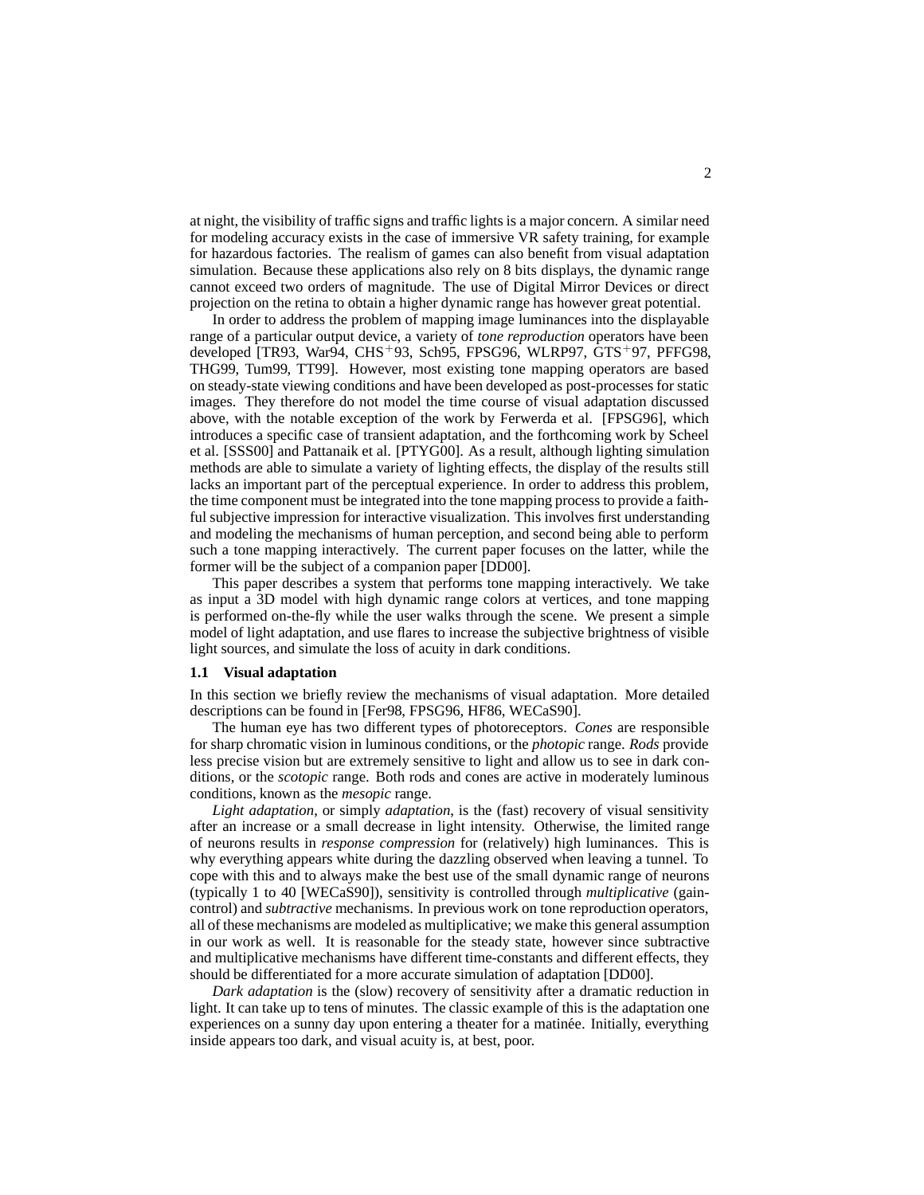at night, the visibility of traffic signs and traffic lights is a major concern. A similar need for modeling accuracy exists in the case of immersive VR safety training, for example for hazardous factories. The realism of games can also benefit from visual adaptation simulation. Because these applications also rely on 8 bits displays, the dynamic range cannot exceed two orders of magnitude. The use of Digital Mirror Devices or direct projection on the retina to obtain a higher dynamic range has however great potential.

In order to address the problem of mapping image luminances into the displayable range of a particular output device, a variety of *tone reproduction* operators have been developed [TR93, War94, CHS$^+$93, Sch95, FPSG96, WLRP97, GTS$^+$97, PFFG98, THG99, Tum99, TT99]. However, most existing tone mapping operators are based on steady-state viewing conditions and have been developed as post-processes for static images. They therefore do not model the time course of visual adaptation discussed above, with the notable exception of the work by Ferwerda et al. [FPSG96], which introduces a specific case of transient adaptation, and the forthcoming work by Scheel et al. [SSS00] and Pattanaik et al. [PTYG00]. As a result, although lighting simulation methods are able to simulate a variety of lighting effects, the display of the results still lacks an important part of the perceptual experience. In order to address this problem, the time component must be integrated into the tone mapping process to provide a faithful subjective impression for interactive visualization. This involves first understanding and modeling the mechanisms of human perception, and second being able to perform such a tone mapping interactively. The current paper focuses on the latter, while the former will be the subject of a companion paper [DD00].

This paper describes a system that performs tone mapping interactively. We take as input a 3D model with high dynamic range colors at vertices, and tone mapping is performed on-the-fly while the user walks through the scene. We present a simple model of light adaptation, and use flares to increase the subjective brightness of visible light sources, and simulate the loss of acuity in dark conditions.

### 1.1 Visual adaptation

In this section we briefly review the mechanisms of visual adaptation. More detailed descriptions can be found in [Fer98, FPSG96, HF86, WECaS90].

The human eye has two different types of photoreceptors. *Cones* are responsible for sharp chromatic vision in luminous conditions, or the *photopic* range. *Rods* provide less precise vision but are extremely sensitive to light and allow us to see in dark conditions, or the *scotopic* range. Both rods and cones are active in moderately luminous conditions, known as the *mesopic* range.

*Light adaptation*, or simply *adaptation*, is the (fast) recovery of visual sensitivity after an increase or a small decrease in light intensity. Otherwise, the limited range of neurons results in *response compression* for (relatively) high luminances. This is why everything appears white during the dazzling observed when leaving a tunnel. To cope with this and to always make the best use of the small dynamic range of neurons (typically 1 to 40 [WECaS90]), sensitivity is controlled through *multiplicative* (gain-control) and *subtractive* mechanisms. In previous work on tone reproduction operators, all of these mechanisms are modeled as multiplicative; we make this general assumption in our work as well. It is reasonable for the steady state, however since subtractive and multiplicative mechanisms have different time-constants and different effects, they should be differentiated for a more accurate simulation of adaptation [DD00].

*Dark adaptation* is the (slow) recovery of sensitivity after a dramatic reduction in light. It can take up to tens of minutes. The classic example of this is the adaptation one experiences on a sunny day upon entering a theater for a matinée. Initially, everything inside appears too dark, and visual acuity is, at best, poor.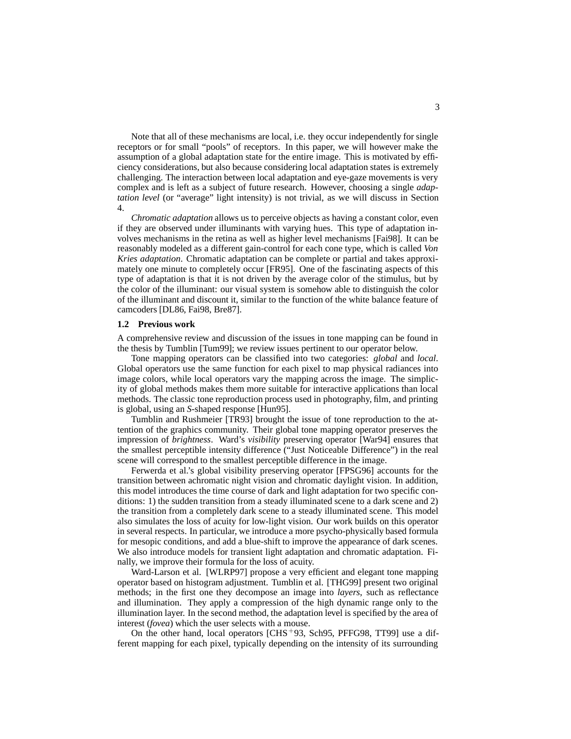Note that all of these mechanisms are local, i.e. they occur independently for single receptors or for small "pools" of receptors. In this paper, we will however make the assumption of a global adaptation state for the entire image. This is motivated by efficiency considerations, but also because considering local adaptation states is extremely challenging. The interaction between local adaptation and eye-gaze movements is very complex and is left as a subject of future research. However, choosing a single *adaptation level* (or "average" light intensity) is not trivial, as we will discuss in Section 4.

*Chromatic adaptation* allows us to perceive objects as having a constant color, even if they are observed under illuminants with varying hues. This type of adaptation involves mechanisms in the retina as well as higher level mechanisms [Fai98]. It can be reasonably modeled as a different gain-control for each cone type, which is called *Von Kries adaptation*. Chromatic adaptation can be complete or partial and takes approximately one minute to completely occur [FR95]. One of the fascinating aspects of this type of adaptation is that it is not driven by the average color of the stimulus, but by the color of the illuminant: our visual system is somehow able to distinguish the color of the illuminant and discount it, similar to the function of the white balance feature of camcoders [DL86, Fai98, Bre87].

### 1.2 Previous work

A comprehensive review and discussion of the issues in tone mapping can be found in the thesis by Tumblin [Tum99]; we review issues pertinent to our operator below.

Tone mapping operators can be classified into two categories: *global* and *local*. Global operators use the same function for each pixel to map physical radiances into image colors, while local operators vary the mapping across the image. The simplicity of global methods makes them more suitable for interactive applications than local methods. The classic tone reproduction process used in photography, film, and printing is global, using an *S*-shaped response [Hun95].

Tumblin and Rushmeier [TR93] brought the issue of tone reproduction to the attention of the graphics community. Their global tone mapping operator preserves the impression of *brightness*. Ward's *visibility* preserving operator [War94] ensures that the smallest perceptible intensity difference ("Just Noticeable Difference") in the real scene will correspond to the smallest perceptible difference in the image.

Ferwerda et al.'s global visibility preserving operator [FPSG96] accounts for the transition between achromatic night vision and chromatic daylight vision. In addition, this model introduces the time course of dark and light adaptation for two specific conditions: 1) the sudden transition from a steady illuminated scene to a dark scene and 2) the transition from a completely dark scene to a steady illuminated scene. This model also simulates the loss of acuity for low-light vision. Our work builds on this operator in several respects. In particular, we introduce a more psycho-physically based formula for mesopic conditions, and add a blue-shift to improve the appearance of dark scenes. We also introduce models for transient light adaptation and chromatic adaptation. Finally, we improve their formula for the loss of acuity.

Ward-Larson et al. [WLRP97] propose a very efficient and elegant tone mapping operator based on histogram adjustment. Tumblin et al. [THG99] present two original methods; in the first one they decompose an image into *layers*, such as reflectance and illumination. They apply a compression of the high dynamic range only to the illumination layer. In the second method, the adaptation level is specified by the area of interest (*fovea*) which the user selects with a mouse.

On the other hand, local operators [CHS+93, Sch95, PFFG98, TT99] use a different mapping for each pixel, typically depending on the intensity of its surrounding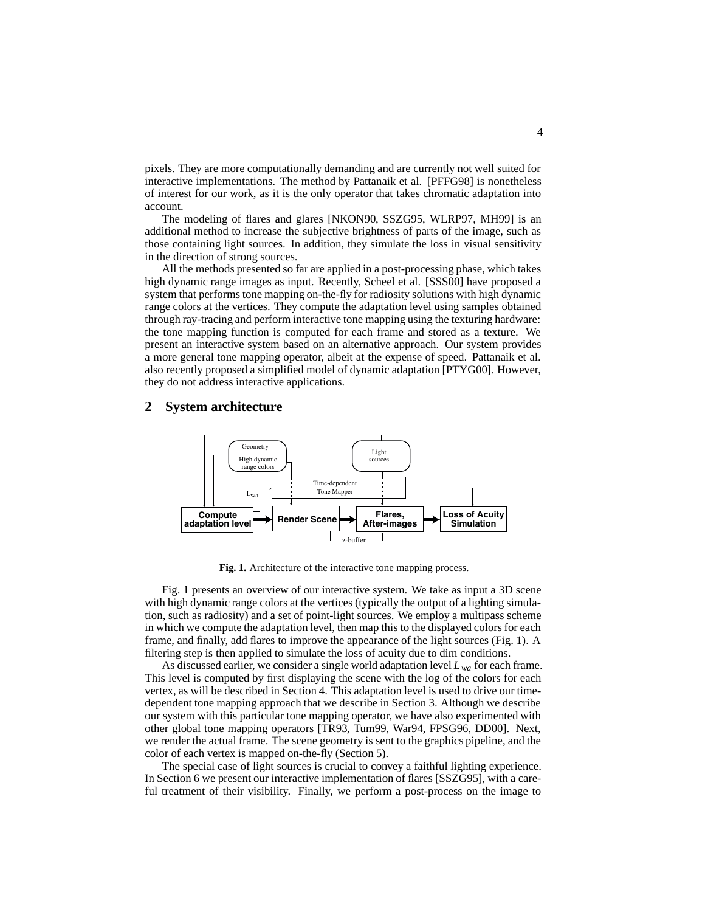pixels. They are more computationally demanding and are currently not well suited for interactive implementations. The method by Pattanaik et al. [PFFG98] is nonetheless of interest for our work, as it is the only operator that takes chromatic adaptation into account.

The modeling of flares and glares [NKON90, SSZG95, WLRP97, MH99] is an additional method to increase the subjective brightness of parts of the image, such as those containing light sources. In addition, they simulate the loss in visual sensitivity in the direction of strong sources.

All the methods presented so far are applied in a post-processing phase, which takes high dynamic range images as input. Recently, Scheel et al. [SSS00] have proposed a system that performs tone mapping on-the-fly for radiosity solutions with high dynamic range colors at the vertices. They compute the adaptation level using samples obtained through ray-tracing and perform interactive tone mapping using the texturing hardware: the tone mapping function is computed for each frame and stored as a texture. We present an interactive system based on an alternative approach. Our system provides a more general tone mapping operator, albeit at the expense of speed. Pattanaik et al. also recently proposed a simplified model of dynamic adaptation [PTYG00]. However, they do not address interactive applications.

## 2 System architecture

**Fig. 1.** Architecture of the interactive tone mapping process.

Fig. 1 presents an overview of our interactive system. We take as input a 3D scene with high dynamic range colors at the vertices (typically the output of a lighting simulation, such as radiosity) and a set of point-light sources. We employ a multipass scheme in which we compute the adaptation level, then map this to the displayed colors for each frame, and finally, add flares to improve the appearance of the light sources (Fig. 1). A filtering step is then applied to simulate the loss of acuity due to dim conditions.

As discussed earlier, we consider a single world adaptation level $L_{wa}$ for each frame. This level is computed by first displaying the scene with the log of the colors for each vertex, as will be described in Section 4. This adaptation level is used to drive our time-dependent tone mapping approach that we describe in Section 3. Although we describe our system with this particular tone mapping operator, we have also experimented with other global tone mapping operators [TR93, Tum99, War94, FPSG96, DD00]. Next, we render the actual frame. The scene geometry is sent to the graphics pipeline, and the color of each vertex is mapped on-the-fly (Section 5).

The special case of light sources is crucial to convey a faithful lighting experience. In Section 6 we present our interactive implementation of flares [SSZG95], with a careful treatment of their visibility. Finally, we perform a post-process on the image to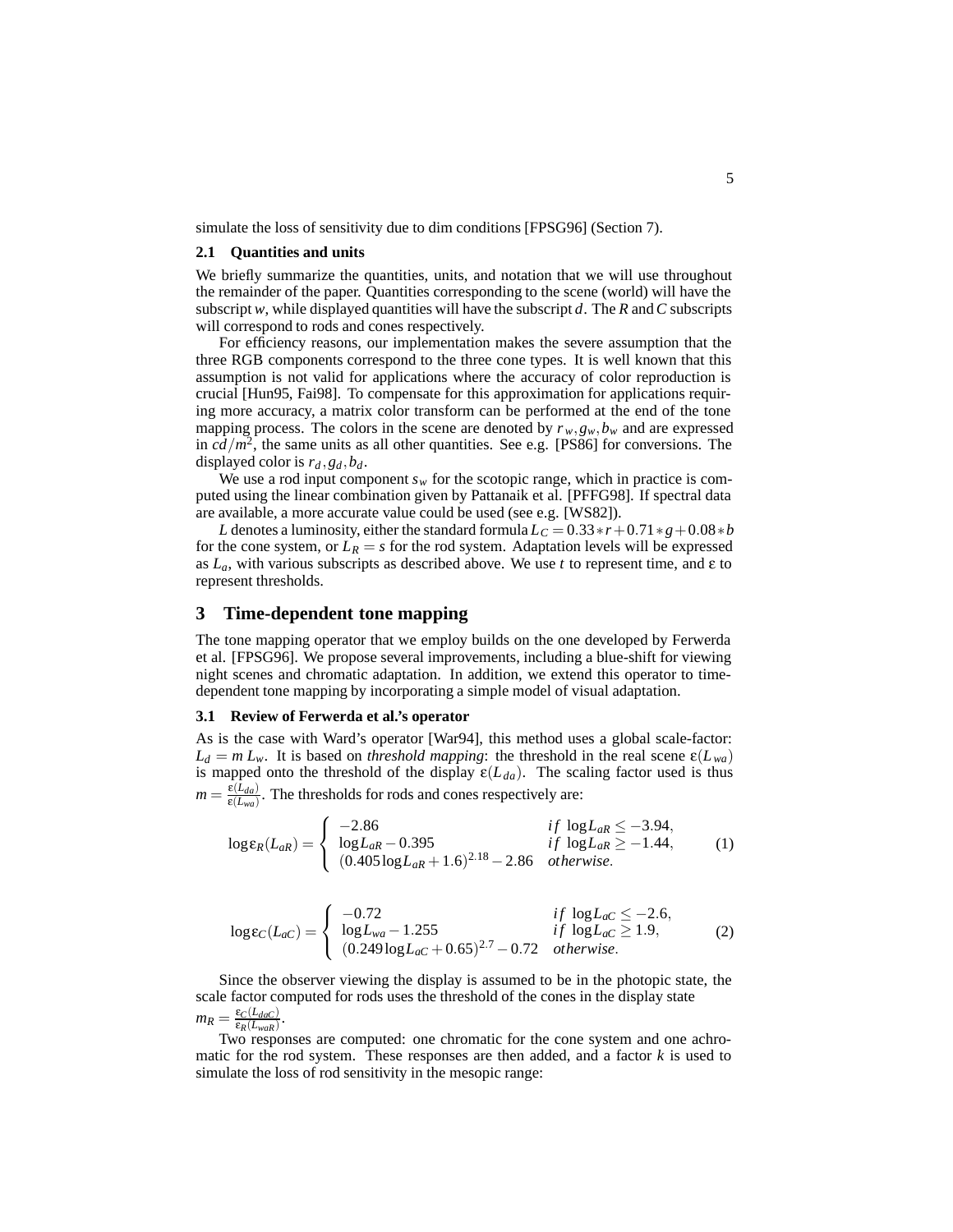simulate the loss of sensitivity due to dim conditions [FPSG96] (Section 7).

### 2.1 Quantities and units

We briefly summarize the quantities, units, and notation that we will use throughout the remainder of the paper. Quantities corresponding to the scene (world) will have the subscript $w$, while displayed quantities will have the subscript $d$. The $R$ and $C$ subscripts will correspond to rods and cones respectively.

For efficiency reasons, our implementation makes the severe assumption that the three RGB components correspond to the three cone types. It is well known that this assumption is not valid for applications where the accuracy of color reproduction is crucial [Hun95, Fai98]. To compensate for this approximation for applications requiring more accuracy, a matrix color transform can be performed at the end of the tone mapping process. The colors in the scene are denoted by $r_w, g_w, b_w$ and are expressed in $cd/m^2$, the same units as all other quantities. See e.g. [PS86] for conversions. The displayed color is $r_d, g_d, b_d$.

We use a rod input component $s_w$ for the scotopic range, which in practice is computed using the linear combination given by Pattanaik et al. [PFFG98]. If spectral data are available, a more accurate value could be used (see e.g. [WS82]).

$L$ denotes a luminosity, either the standard formula $L_C = 0.33*r + 0.71*g + 0.08*b$ for the cone system, or $L_R = s$ for the rod system. Adaptation levels will be expressed as $L_a$, with various subscripts as described above. We use $t$ to represent time, and $\varepsilon$ to represent thresholds.

## 3 Time-dependent tone mapping

The tone mapping operator that we employ builds on the one developed by Ferwerda et al. [FPSG96]. We propose several improvements, including a blue-shift for viewing night scenes and chromatic adaptation. In addition, we extend this operator to time-dependent tone mapping by incorporating a simple model of visual adaptation.

### 3.1 Review of Ferwerda et al.'s operator

As is the case with Ward's operator [War94], this method uses a global scale-factor: $L_d = m\, L_w$. It is based on *threshold mapping*: the threshold in the real scene $\varepsilon(L_{wa})$ is mapped onto the threshold of the display $\varepsilon(L_{da})$. The scaling factor used is thus $m = \frac{\varepsilon(L_{da})}{\varepsilon(L_{wa})}$. The thresholds for rods and cones respectively are:

$$\log \varepsilon_R(L_{aR}) = \begin{cases} -2.86 & if\ \log L_{aR} \le -3.94, \\ \log L_{aR} - 0.395 & if\ \log L_{aR} \ge -1.44, \\ (0.405 \log L_{aR} + 1.6)^{2.18} - 2.86 & otherwise. \end{cases} \tag{1}$$

$$\log \varepsilon_C(L_{aC}) = \begin{cases} -0.72 & if\ \log L_{aC} \le -2.6, \\ \log L_{wa} - 1.255 & if\ \log L_{aC} \ge 1.9, \\ (0.249 \log L_{aC} + 0.65)^{2.7} - 0.72 & otherwise. \end{cases} \tag{2}$$

Since the observer viewing the display is assumed to be in the photopic state, the scale factor computed for rods uses the threshold of the cones in the display state $m_R = \frac{\varepsilon_C(L_{daC})}{\varepsilon_R(L_{waR})}$.

Two responses are computed: one chromatic for the cone system and one achromatic for the rod system. These responses are then added, and a factor $k$ is used to simulate the loss of rod sensitivity in the mesopic range: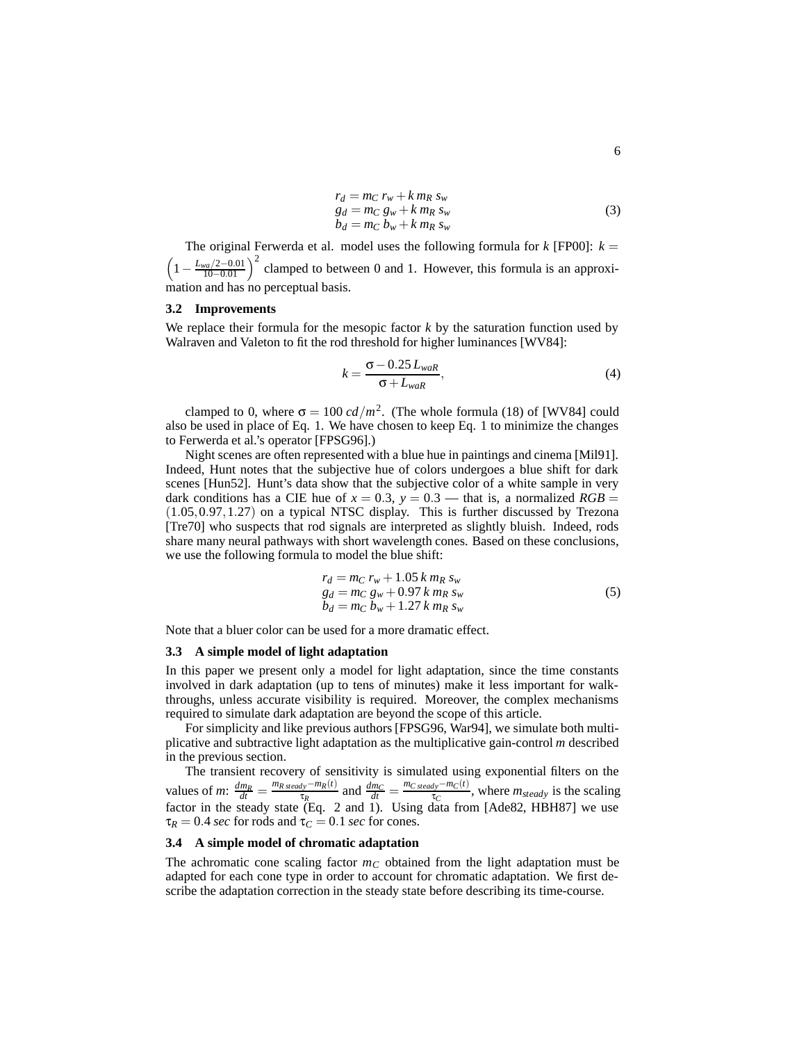$$
\begin{aligned}
r_d &= m_C\, r_w + k\, m_R\, s_w \\
g_d &= m_C\, g_w + k\, m_R\, s_w \\
b_d &= m_C\, b_w + k\, m_R\, s_w
\end{aligned}
\tag{3}
$$

The original Ferwerda et al. model uses the following formula for $k$ [FP00]: $k = \left(1 - \frac{L_{wa}/2 - 0.01}{10 - 0.01}\right)^2$ clamped to between 0 and 1. However, this formula is an approximation and has no perceptual basis.

### 3.2 Improvements

We replace their formula for the mesopic factor $k$ by the saturation function used by Walraven and Valeton to fit the rod threshold for higher luminances [WV84]:

$$
k = \frac{\sigma - 0.25\, L_{waR}}{\sigma + L_{waR}},
\tag{4}
$$

clamped to 0, where $\sigma = 100\ cd/m^2$. (The whole formula (18) of [WV84] could also be used in place of Eq. 1. We have chosen to keep Eq. 1 to minimize the changes to Ferwerda et al.'s operator [FPSG96].)

Night scenes are often represented with a blue hue in paintings and cinema [Mil91]. Indeed, Hunt notes that the subjective hue of colors undergoes a blue shift for dark scenes [Hun52]. Hunt's data show that the subjective color of a white sample in very dark conditions has a CIE hue of $x = 0.3$, $y = 0.3$ — that is, a normalized $RGB = (1.05, 0.97, 1.27)$ on a typical NTSC display. This is further discussed by Trezona [Tre70] who suspects that rod signals are interpreted as slightly bluish. Indeed, rods share many neural pathways with short wavelength cones. Based on these conclusions, we use the following formula to model the blue shift:

$$
\begin{aligned}
r_d &= m_C\, r_w + 1.05\, k\, m_R\, s_w \\
g_d &= m_C\, g_w + 0.97\, k\, m_R\, s_w \\
b_d &= m_C\, b_w + 1.27\, k\, m_R\, s_w
\end{aligned}
\tag{5}
$$

Note that a bluer color can be used for a more dramatic effect.

### 3.3 A simple model of light adaptation

In this paper we present only a model for light adaptation, since the time constants involved in dark adaptation (up to tens of minutes) make it less important for walk-throughs, unless accurate visibility is required. Moreover, the complex mechanisms required to simulate dark adaptation are beyond the scope of this article.

For simplicity and like previous authors [FPSG96, War94], we simulate both multiplicative and subtractive light adaptation as the multiplicative gain-control $m$ described in the previous section.

The transient recovery of sensitivity is simulated using exponential filters on the values of $m$: $\frac{dm_R}{dt} = \frac{m_{R\,steady} - m_R(t)}{\tau_R}$ and $\frac{dm_C}{dt} = \frac{m_{C\,steady} - m_C(t)}{\tau_C}$, where $m_{steady}$ is the scaling factor in the steady state (Eq. 2 and 1). Using data from [Ade82, HBH87] we use $\tau_R = 0.4\ sec$ for rods and $\tau_C = 0.1\ sec$ for cones.

### 3.4 A simple model of chromatic adaptation

The achromatic cone scaling factor $m_C$ obtained from the light adaptation must be adapted for each cone type in order to account for chromatic adaptation. We first describe the adaptation correction in the steady state before describing its time-course.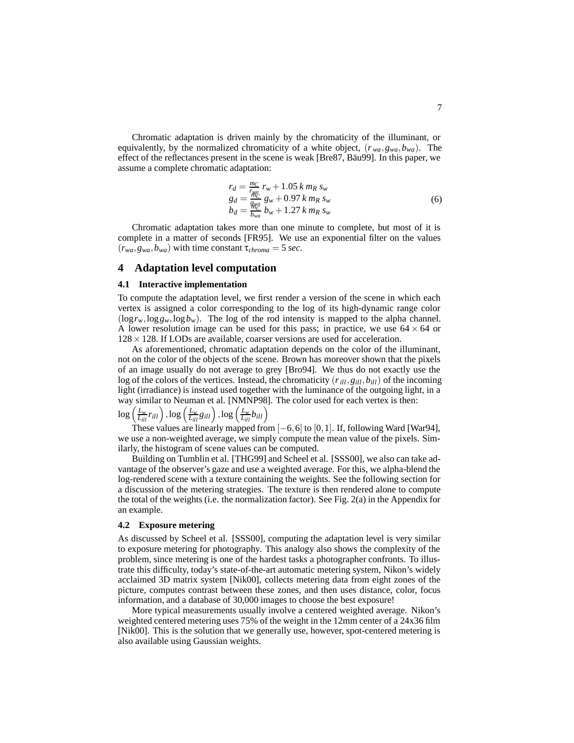Chromatic adaptation is driven mainly by the chromaticity of the illuminant, or equivalently, by the normalized chromaticity of a white object, $(r_{wa}, g_{wa}, b_{wa})$. The effect of the reflectances present in the scene is weak [Bre87, Bäu99]. In this paper, we assume a complete chromatic adaptation:

$$
\begin{aligned}
r_d &= \frac{m_C}{r_{wa}}\, r_w + 1.05\, k\, m_R\, s_w \\
g_d &= \frac{m_C}{g_{wa}}\, g_w + 0.97\, k\, m_R\, s_w \\
b_d &= \frac{m_C}{b_{wa}}\, b_w + 1.27\, k\, m_R\, s_w
\end{aligned}
\tag{6}
$$

Chromatic adaptation takes more than one minute to complete, but most of it is complete in a matter of seconds [FR95]. We use an exponential filter on the values $(r_{wa}, g_{wa}, b_{wa})$ with time constant $\tau_{chroma} = 5\, sec$.

## 4 Adaptation level computation

### 4.1 Interactive implementation

To compute the adaptation level, we first render a version of the scene in which each vertex is assigned a color corresponding to the log of its high-dynamic range color $(\log r_w, \log g_w, \log b_w)$. The log of the rod intensity is mapped to the alpha channel. A lower resolution image can be used for this pass; in practice, we use $64 \times 64$ or $128 \times 128$. If LODs are available, coarser versions are used for acceleration.

As aforementioned, chromatic adaptation depends on the color of the illuminant, not on the color of the objects of the scene. Brown has moreover shown that the pixels of an image usually do not average to grey [Bro94]. We thus do not exactly use the log of the colors of the vertices. Instead, the chromaticity $(r_{ill}, g_{ill}, b_{ill})$ of the incoming light (irradiance) is instead used together with the luminance of the outgoing light, in a way similar to Neuman et al. [NMNP98]. The color used for each vertex is then:
$\log\left(\frac{L_w}{L_{ill}} r_{ill}\right), \log\left(\frac{L_w}{L_{ill}} g_{ill}\right), \log\left(\frac{L_w}{L_{ill}} b_{ill}\right)$

These values are linearly mapped from $[-6,6]$ to $[0,1]$. If, following Ward [War94], we use a non-weighted average, we simply compute the mean value of the pixels. Similarly, the histogram of scene values can be computed.

Building on Tumblin et al. [THG99] and Scheel et al. [SSS00], we also can take advantage of the observer's gaze and use a weighted average. For this, we alpha-blend the log-rendered scene with a texture containing the weights. See the following section for a discussion of the metering strategies. The texture is then rendered alone to compute the total of the weights (i.e. the normalization factor). See Fig. 2(a) in the Appendix for an example.

### 4.2 Exposure metering

As discussed by Scheel et al. [SSS00], computing the adaptation level is very similar to exposure metering for photography. This analogy also shows the complexity of the problem, since metering is one of the hardest tasks a photographer confronts. To illustrate this difficulty, today's state-of-the-art automatic metering system, Nikon's widely acclaimed 3D matrix system [Nik00], collects metering data from eight zones of the picture, computes contrast between these zones, and then uses distance, color, focus information, and a database of 30,000 images to choose the best exposure!

More typical measurements usually involve a centered weighted average. Nikon's weighted centered metering uses 75% of the weight in the 12mm center of a 24x36 film [Nik00]. This is the solution that we generally use, however, spot-centered metering is also available using Gaussian weights.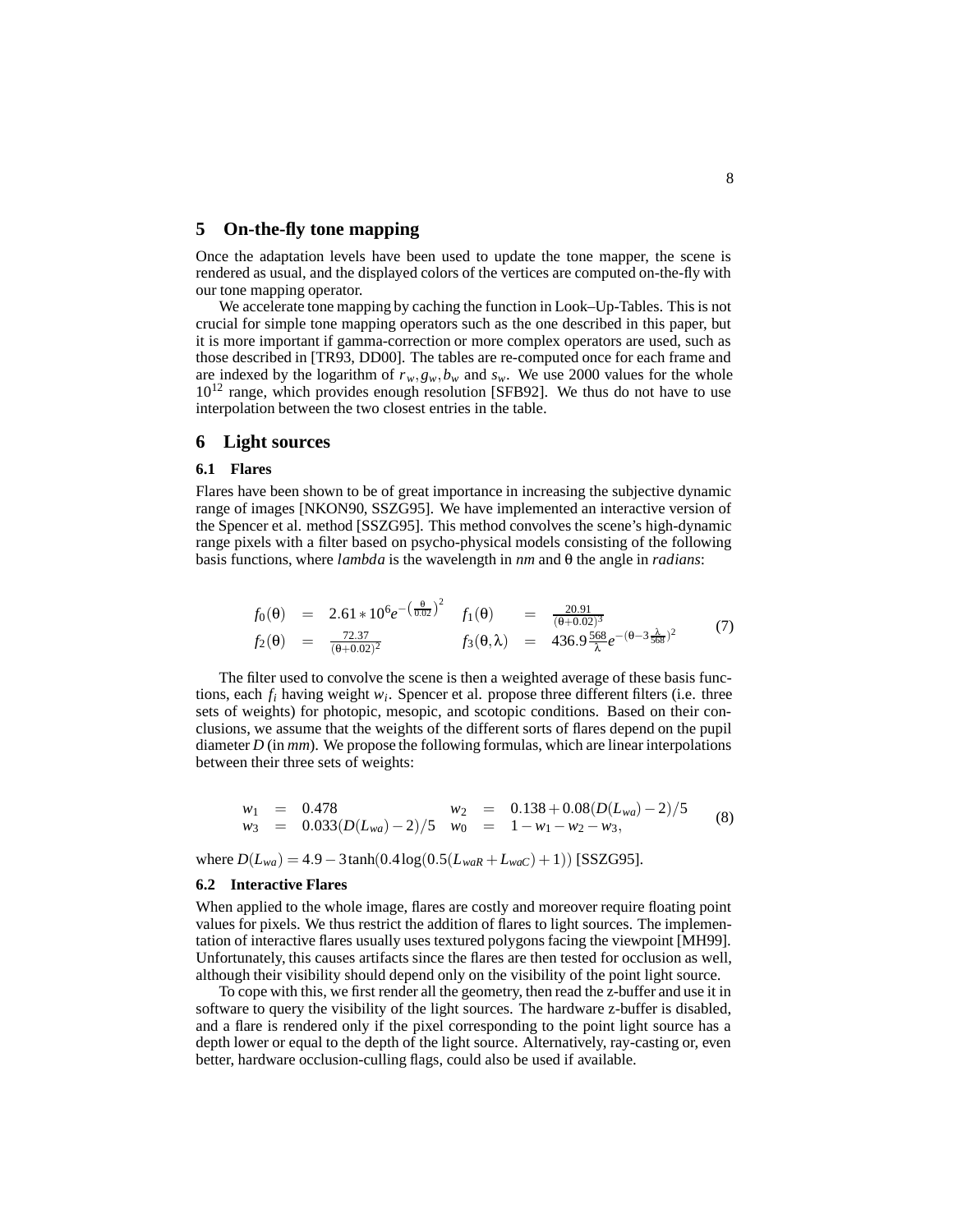## 5 On-the-fly tone mapping

Once the adaptation levels have been used to update the tone mapper, the scene is rendered as usual, and the displayed colors of the vertices are computed on-the-fly with our tone mapping operator.

We accelerate tone mapping by caching the function in Look–Up-Tables. This is not crucial for simple tone mapping operators such as the one described in this paper, but it is more important if gamma-correction or more complex operators are used, such as those described in [TR93, DD00]. The tables are re-computed once for each frame and are indexed by the logarithm of $r_w, g_w, b_w$ and $s_w$. We use 2000 values for the whole $10^{12}$ range, which provides enough resolution [SFB92]. We thus do not have to use interpolation between the two closest entries in the table.

## 6 Light sources

### 6.1 Flares

Flares have been shown to be of great importance in increasing the subjective dynamic range of images [NKON90, SSZG95]. We have implemented an interactive version of the Spencer et al. method [SSZG95]. This method convolves the scene's high-dynamic range pixels with a filter based on psycho-physical models consisting of the following basis functions, where *lambda* is the wavelength in *nm* and θ the angle in *radians*:

$$
\begin{array}{lllllll}
f_0(\theta) & = & 2.61 * 10^6 e^{-\left(\frac{\theta}{0.02}\right)^2} & f_1(\theta) & = & \frac{20.91}{(\theta+0.02)^3} \\
f_2(\theta) & = & \frac{72.37}{(\theta+0.02)^2} & f_3(\theta,\lambda) & = & 436.9\frac{568}{\lambda}e^{-(\theta-3\frac{\lambda}{568})^2}
\end{array}
\quad (7)
$$

The filter used to convolve the scene is then a weighted average of these basis functions, each $f_i$ having weight $w_i$. Spencer et al. propose three different filters (i.e. three sets of weights) for photopic, mesopic, and scotopic conditions. Based on their conclusions, we assume that the weights of the different sorts of flares depend on the pupil diameter $D$ (in *mm*). We propose the following formulas, which are linear interpolations between their three sets of weights:

$$
\begin{array}{llllll}
w_1 & = & 0.478 & w_2 & = & 0.138 + 0.08(D(L_{wa}) - 2)/5 \\
w_3 & = & 0.033(D(L_{wa}) - 2)/5 & w_0 & = & 1 - w_1 - w_2 - w_3,
\end{array}
\quad (8)
$$

where $D(L_{wa}) = 4.9 - 3\tanh(0.4\log(0.5(L_{waR} + L_{waC}) + 1))$ [SSZG95].

### 6.2 Interactive Flares

When applied to the whole image, flares are costly and moreover require floating point values for pixels. We thus restrict the addition of flares to light sources. The implementation of interactive flares usually uses textured polygons facing the viewpoint [MH99]. Unfortunately, this causes artifacts since the flares are then tested for occlusion as well, although their visibility should depend only on the visibility of the point light source.

To cope with this, we first render all the geometry, then read the z-buffer and use it in software to query the visibility of the light sources. The hardware z-buffer is disabled, and a flare is rendered only if the pixel corresponding to the point light source has a depth lower or equal to the depth of the light source. Alternatively, ray-casting or, even better, hardware occlusion-culling flags, could also be used if available.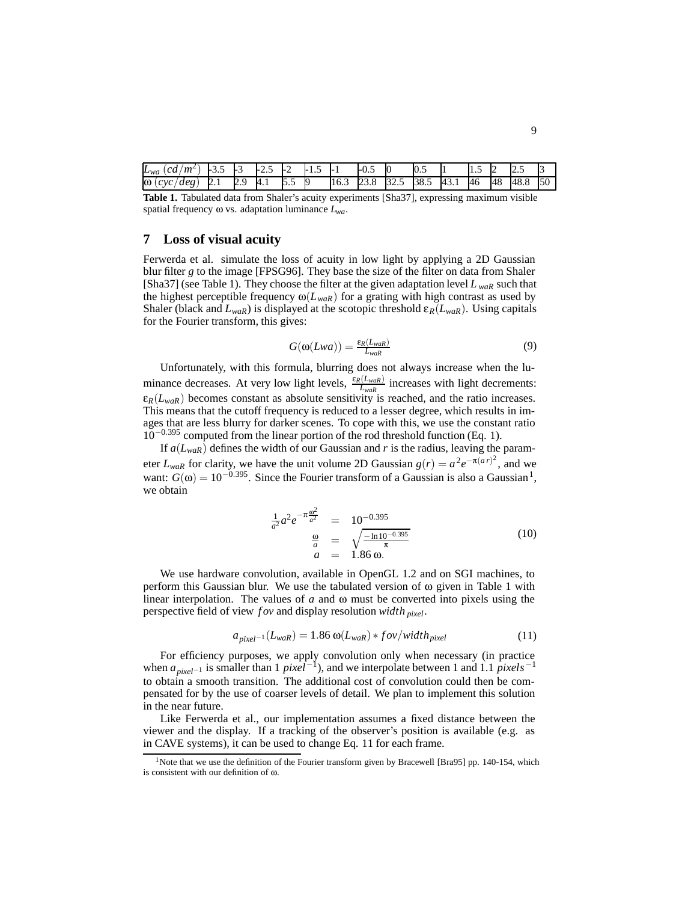| $L_{wa}$ $(cd/m^2)$ | -3.5 | -3 | -2.5 | -2 | -1.5 | -1 | -0.5 | 0 | 0.5 | 1 | 1.5 | 2 | 2.5 | 3 |
|---|---|---|---|---|---|---|---|---|---|---|---|---|---|---|
| $\omega$ $(cyc/deg)$ | 2.1 | 2.9 | 4.1 | 5.5 | 9 | 16.3 | 23.8 | 32.5 | 38.5 | 43.1 | 46 | 48 | 48.8 | 50 |

**Table 1.** Tabulated data from Shaler's acuity experiments [Sha37], expressing maximum visible spatial frequency $\omega$ vs. adaptation luminance $L_{wa}$.

## 7 Loss of visual acuity

Ferwerda et al. simulate the loss of acuity in low light by applying a 2D Gaussian blur filter $g$ to the image [FPSG96]. They base the size of the filter on data from Shaler [Sha37] (see Table 1). They choose the filter at the given adaptation level $L_{waR}$ such that the highest perceptible frequency $\omega(L_{waR})$ for a grating with high contrast as used by Shaler (black and $L_{waR}$) is displayed at the scotopic threshold $\varepsilon_R(L_{waR})$. Using capitals for the Fourier transform, this gives:

$$G(\omega(Lwa)) = \frac{\varepsilon_R(L_{waR})}{L_{waR}} \tag{9}$$

Unfortunately, with this formula, blurring does not always increase when the luminance decreases. At very low light levels, $\frac{\varepsilon_R(L_{waR})}{L_{waR}}$ increases with light decrements: $\varepsilon_R(L_{waR})$ becomes constant as absolute sensitivity is reached, and the ratio increases. This means that the cutoff frequency is reduced to a lesser degree, which results in images that are less blurry for darker scenes. To cope with this, we use the constant ratio $10^{-0.395}$ computed from the linear portion of the rod threshold function (Eq. 1).

If $a(L_{waR})$ defines the width of our Gaussian and $r$ is the radius, leaving the parameter $L_{waR}$ for clarity, we have the unit volume 2D Gaussian $g(r) = a^2 e^{-\pi(ar)^2}$, and we want: $G(\omega) = 10^{-0.395}$. Since the Fourier transform of a Gaussian is also a Gaussian[1], we obtain

$$\begin{aligned} \frac{1}{a^2} a^2 e^{-\pi \frac{\omega^2}{a^2}} &= 10^{-0.395} \\ \frac{\omega}{a} &= \sqrt{\frac{-\ln 10^{-0.395}}{\pi}} \\ a &= 1.86\, \omega. \end{aligned} \tag{10}$$

We use hardware convolution, available in OpenGL 1.2 and on SGI machines, to perform this Gaussian blur. We use the tabulated version of $\omega$ given in Table 1 with linear interpolation. The values of $a$ and $\omega$ must be converted into pixels using the perspective field of view $fov$ and display resolution $width_{pixel}$.

$$a_{pixel^{-1}}(L_{waR}) = 1.86\, \omega(L_{waR}) * fov/width_{pixel} \tag{11}$$

For efficiency purposes, we apply convolution only when necessary (in practice when $a_{pixel^{-1}}$ is smaller than 1 $pixel^{-1}$), and we interpolate between 1 and 1.1 $pixels^{-1}$ to obtain a smooth transition. The additional cost of convolution could then be compensated for by the use of coarser levels of detail. We plan to implement this solution in the near future.

Like Ferwerda et al., our implementation assumes a fixed distance between the viewer and the display. If a tracking of the observer's position is available (e.g. as in CAVE systems), it can be used to change Eq. 11 for each frame.

[1] Note that we use the definition of the Fourier transform given by Bracewell [Bra95] pp. 140-154, which is consistent with our definition of $\omega$.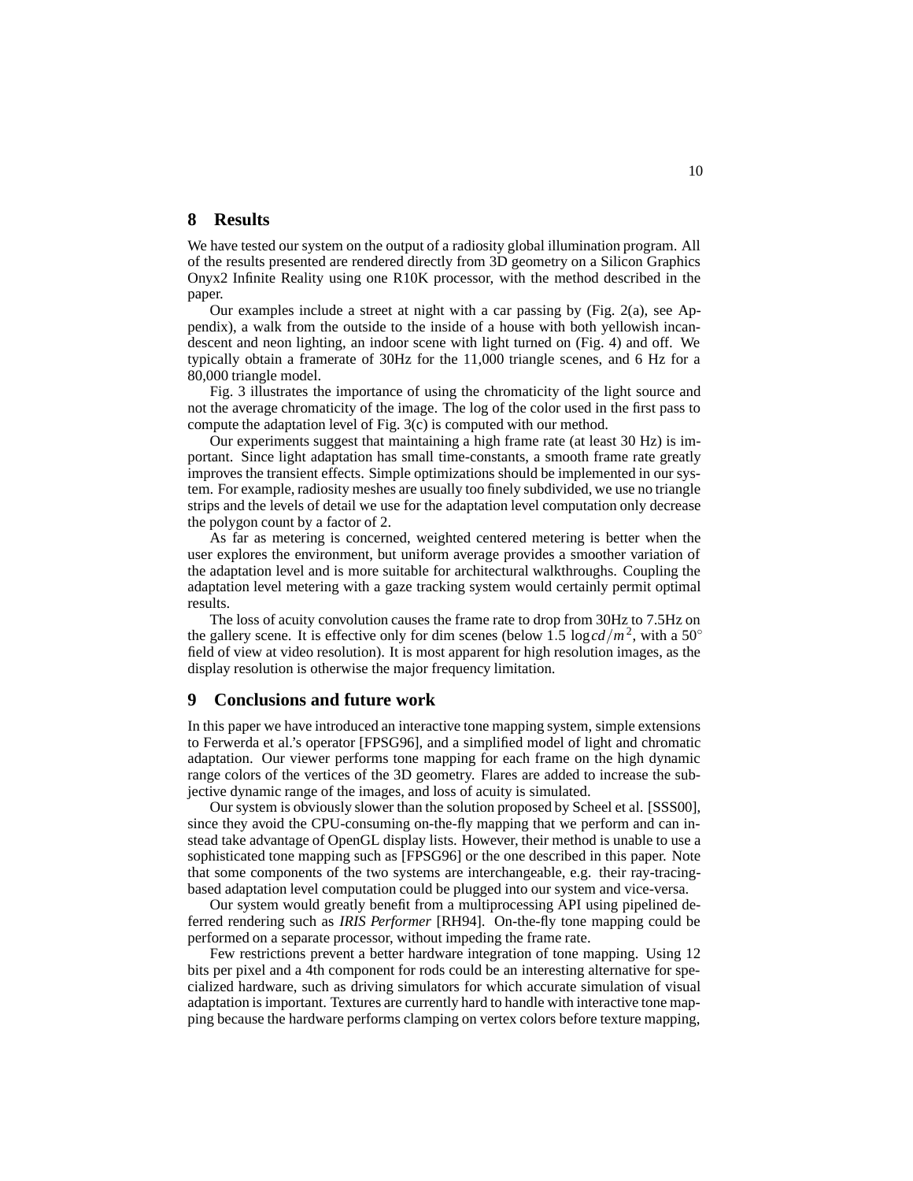## 8 Results

We have tested our system on the output of a radiosity global illumination program. All of the results presented are rendered directly from 3D geometry on a Silicon Graphics Onyx2 Infinite Reality using one R10K processor, with the method described in the paper.

Our examples include a street at night with a car passing by (Fig. 2(a), see Appendix), a walk from the outside to the inside of a house with both yellowish incandescent and neon lighting, an indoor scene with light turned on (Fig. 4) and off. We typically obtain a framerate of 30Hz for the 11,000 triangle scenes, and 6 Hz for a 80,000 triangle model.

Fig. 3 illustrates the importance of using the chromaticity of the light source and not the average chromaticity of the image. The log of the color used in the first pass to compute the adaptation level of Fig. 3(c) is computed with our method.

Our experiments suggest that maintaining a high frame rate (at least 30 Hz) is important. Since light adaptation has small time-constants, a smooth frame rate greatly improves the transient effects. Simple optimizations should be implemented in our system. For example, radiosity meshes are usually too finely subdivided, we use no triangle strips and the levels of detail we use for the adaptation level computation only decrease the polygon count by a factor of 2.

As far as metering is concerned, weighted centered metering is better when the user explores the environment, but uniform average provides a smoother variation of the adaptation level and is more suitable for architectural walkthroughs. Coupling the adaptation level metering with a gaze tracking system would certainly permit optimal results.

The loss of acuity convolution causes the frame rate to drop from 30Hz to 7.5Hz on the gallery scene. It is effective only for dim scenes (below 1.5 $\log cd/m^2$, with a 50° field of view at video resolution). It is most apparent for high resolution images, as the display resolution is otherwise the major frequency limitation.

## 9 Conclusions and future work

In this paper we have introduced an interactive tone mapping system, simple extensions to Ferwerda et al.'s operator [FPSG96], and a simplified model of light and chromatic adaptation. Our viewer performs tone mapping for each frame on the high dynamic range colors of the vertices of the 3D geometry. Flares are added to increase the subjective dynamic range of the images, and loss of acuity is simulated.

Our system is obviously slower than the solution proposed by Scheel et al. [SSS00], since they avoid the CPU-consuming on-the-fly mapping that we perform and can instead take advantage of OpenGL display lists. However, their method is unable to use a sophisticated tone mapping such as [FPSG96] or the one described in this paper. Note that some components of the two systems are interchangeable, e.g. their ray-tracing-based adaptation level computation could be plugged into our system and vice-versa.

Our system would greatly benefit from a multiprocessing API using pipelined deferred rendering such as *IRIS Performer* [RH94]. On-the-fly tone mapping could be performed on a separate processor, without impeding the frame rate.

Few restrictions prevent a better hardware integration of tone mapping. Using 12 bits per pixel and a 4th component for rods could be an interesting alternative for specialized hardware, such as driving simulators for which accurate simulation of visual adaptation is important. Textures are currently hard to handle with interactive tone mapping because the hardware performs clamping on vertex colors before texture mapping,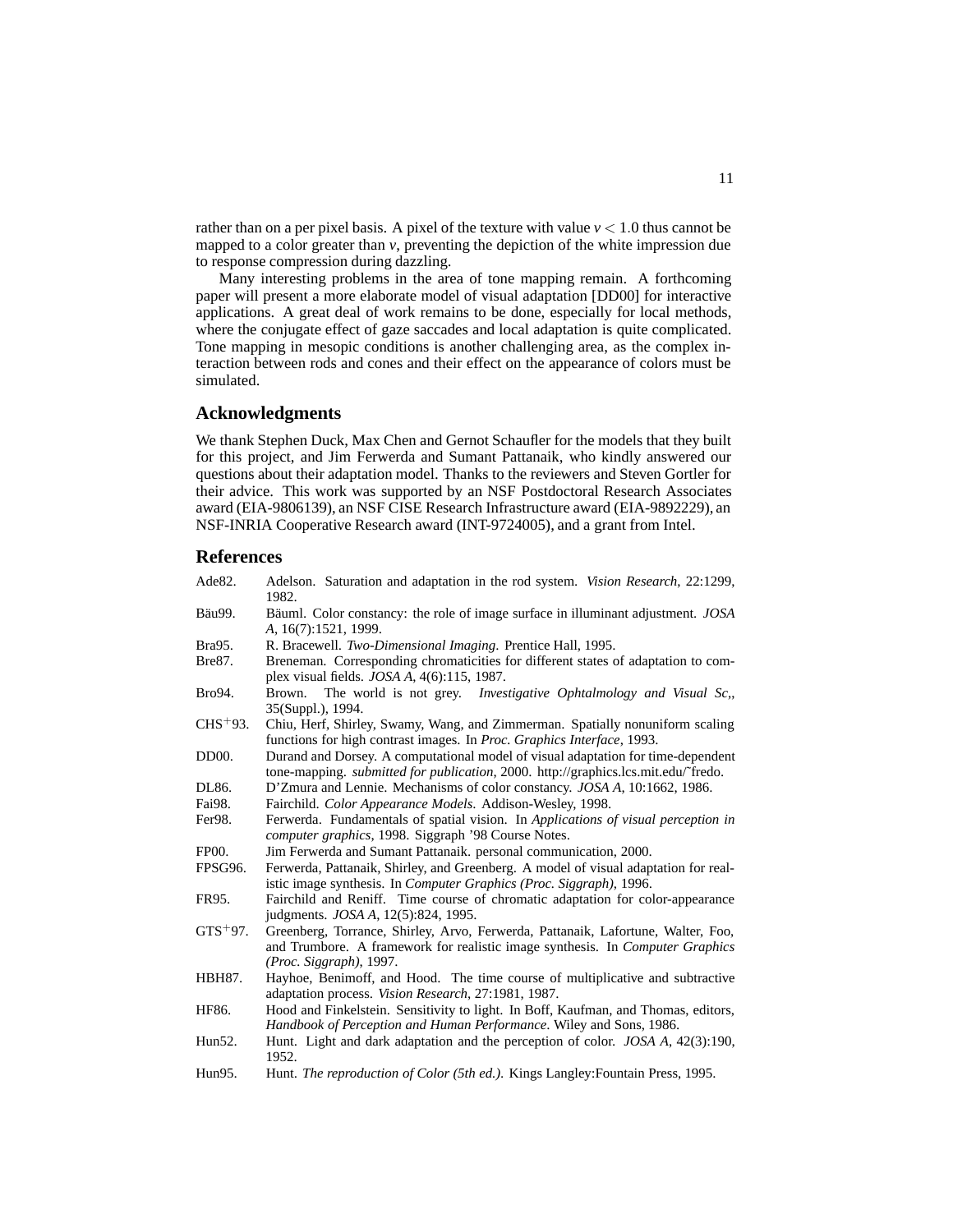rather than on a per pixel basis. A pixel of the texture with value $v < 1.0$ thus cannot be mapped to a color greater than $v$, preventing the depiction of the white impression due to response compression during dazzling.

Many interesting problems in the area of tone mapping remain. A forthcoming paper will present a more elaborate model of visual adaptation [DD00] for interactive applications. A great deal of work remains to be done, especially for local methods, where the conjugate effect of gaze saccades and local adaptation is quite complicated. Tone mapping in mesopic conditions is another challenging area, as the complex interaction between rods and cones and their effect on the appearance of colors must be simulated.

## Acknowledgments

We thank Stephen Duck, Max Chen and Gernot Schaufler for the models that they built for this project, and Jim Ferwerda and Sumant Pattanaik, who kindly answered our questions about their adaptation model. Thanks to the reviewers and Steven Gortler for their advice. This work was supported by an NSF Postdoctoral Research Associates award (EIA-9806139), an NSF CISE Research Infrastructure award (EIA-9892229), an NSF-INRIA Cooperative Research award (INT-9724005), and a grant from Intel.

## References

Ade82. Adelson. Saturation and adaptation in the rod system. *Vision Research*, 22:1299, 1982.

Bäu99. Bäuml. Color constancy: the role of image surface in illuminant adjustment. *JOSA A*, 16(7):1521, 1999.

Bra95. R. Bracewell. *Two-Dimensional Imaging*. Prentice Hall, 1995.

Bre87. Breneman. Corresponding chromaticities for different states of adaptation to complex visual fields. *JOSA A*, 4(6):115, 1987.

Bro94. Brown. The world is not grey. *Investigative Ophtalmology and Visual Sc,*, 35(Suppl.), 1994.

CHS+93. Chiu, Herf, Shirley, Swamy, Wang, and Zimmerman. Spatially nonuniform scaling functions for high contrast images. In *Proc. Graphics Interface*, 1993.

DD00. Durand and Dorsey. A computational model of visual adaptation for time-dependent tone-mapping. *submitted for publication*, 2000. http://graphics.lcs.mit.edu/~fredo.

DL86. D'Zmura and Lennie. Mechanisms of color constancy. *JOSA A*, 10:1662, 1986.

Fai98. Fairchild. *Color Appearance Models*. Addison-Wesley, 1998.

Fer98. Ferwerda. Fundamentals of spatial vision. In *Applications of visual perception in computer graphics*, 1998. Siggraph '98 Course Notes.

FP00. Jim Ferwerda and Sumant Pattanaik. personal communication, 2000.

FPSG96. Ferwerda, Pattanaik, Shirley, and Greenberg. A model of visual adaptation for realistic image synthesis. In *Computer Graphics (Proc. Siggraph)*, 1996.

FR95. Fairchild and Reniff. Time course of chromatic adaptation for color-appearance judgments. *JOSA A*, 12(5):824, 1995.

GTS+97. Greenberg, Torrance, Shirley, Arvo, Ferwerda, Pattanaik, Lafortune, Walter, Foo, and Trumbore. A framework for realistic image synthesis. In *Computer Graphics (Proc. Siggraph)*, 1997.

HBH87. Hayhoe, Benimoff, and Hood. The time course of multiplicative and subtractive adaptation process. *Vision Research*, 27:1981, 1987.

HF86. Hood and Finkelstein. Sensitivity to light. In Boff, Kaufman, and Thomas, editors, *Handbook of Perception and Human Performance*. Wiley and Sons, 1986.

Hun52. Hunt. Light and dark adaptation and the perception of color. *JOSA A*, 42(3):190, 1952.

Hun95. Hunt. *The reproduction of Color (5th ed.)*. Kings Langley:Fountain Press, 1995.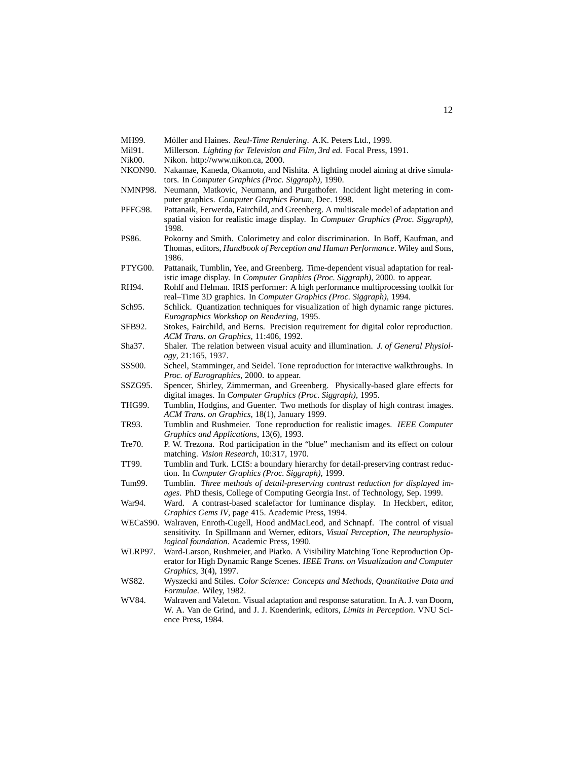MH99. Möller and Haines. *Real-Time Rendering*. A.K. Peters Ltd., 1999.

Mil91. Millerson. *Lighting for Television and Film, 3rd ed.* Focal Press, 1991.

Nik00. Nikon. http://www.nikon.ca, 2000.

NKON90. Nakamae, Kaneda, Okamoto, and Nishita. A lighting model aiming at drive simulators. In *Computer Graphics (Proc. Siggraph)*, 1990.

NMNP98. Neumann, Matkovic, Neumann, and Purgathofer. Incident light metering in computer graphics. *Computer Graphics Forum*, Dec. 1998.

PFFG98. Pattanaik, Ferwerda, Fairchild, and Greenberg. A multiscale model of adaptation and spatial vision for realistic image display. In *Computer Graphics (Proc. Siggraph)*, 1998.

PS86. Pokorny and Smith. Colorimetry and color discrimination. In Boff, Kaufman, and Thomas, editors, *Handbook of Perception and Human Performance*. Wiley and Sons, 1986.

PTYG00. Pattanaik, Tumblin, Yee, and Greenberg. Time-dependent visual adaptation for realistic image display. In *Computer Graphics (Proc. Siggraph)*, 2000. to appear.

RH94. Rohlf and Helman. IRIS performer: A high performance multiprocessing toolkit for real–Time 3D graphics. In *Computer Graphics (Proc. Siggraph)*, 1994.

Sch95. Schlick. Quantization techniques for visualization of high dynamic range pictures. *Eurographics Workshop on Rendering*, 1995.

SFB92. Stokes, Fairchild, and Berns. Precision requirement for digital color reproduction. *ACM Trans. on Graphics*, 11:406, 1992.

Sha37. Shaler. The relation between visual acuity and illumination. *J. of General Physiology*, 21:165, 1937.

SSS00. Scheel, Stamminger, and Seidel. Tone reproduction for interactive walkthroughs. In *Proc. of Eurographics*, 2000. to appear.

SSZG95. Spencer, Shirley, Zimmerman, and Greenberg. Physically-based glare effects for digital images. In *Computer Graphics (Proc. Siggraph)*, 1995.

THG99. Tumblin, Hodgins, and Guenter. Two methods for display of high contrast images. *ACM Trans. on Graphics*, 18(1), January 1999.

TR93. Tumblin and Rushmeier. Tone reproduction for realistic images. *IEEE Computer Graphics and Applications*, 13(6), 1993.

Tre70. P. W. Trezona. Rod participation in the "blue" mechanism and its effect on colour matching. *Vision Research*, 10:317, 1970.

TT99. Tumblin and Turk. LCIS: a boundary hierarchy for detail-preserving contrast reduction. In *Computer Graphics (Proc. Siggraph)*, 1999.

Tum99. Tumblin. *Three methods of detail-preserving contrast reduction for displayed images*. PhD thesis, College of Computing Georgia Inst. of Technology, Sep. 1999.

War94. Ward. A contrast-based scalefactor for luminance display. In Heckbert, editor, *Graphics Gems IV*, page 415. Academic Press, 1994.

WECaS90. Walraven, Enroth-Cugell, Hood andMacLeod, and Schnapf. The control of visual sensitivity. In Spillmann and Werner, editors, *Visual Perception, The neurophysiological foundation*. Academic Press, 1990.

WLRP97. Ward-Larson, Rushmeier, and Piatko. A Visibility Matching Tone Reproduction Operator for High Dynamic Range Scenes. *IEEE Trans. on Visualization and Computer Graphics*, 3(4), 1997.

WS82. Wyszecki and Stiles. *Color Science: Concepts and Methods, Quantitative Data and Formulae*. Wiley, 1982.

WV84. Walraven and Valeton. Visual adaptation and response saturation. In A. J. van Doorn, W. A. Van de Grind, and J. J. Koenderink, editors, *Limits in Perception*. VNU Science Press, 1984.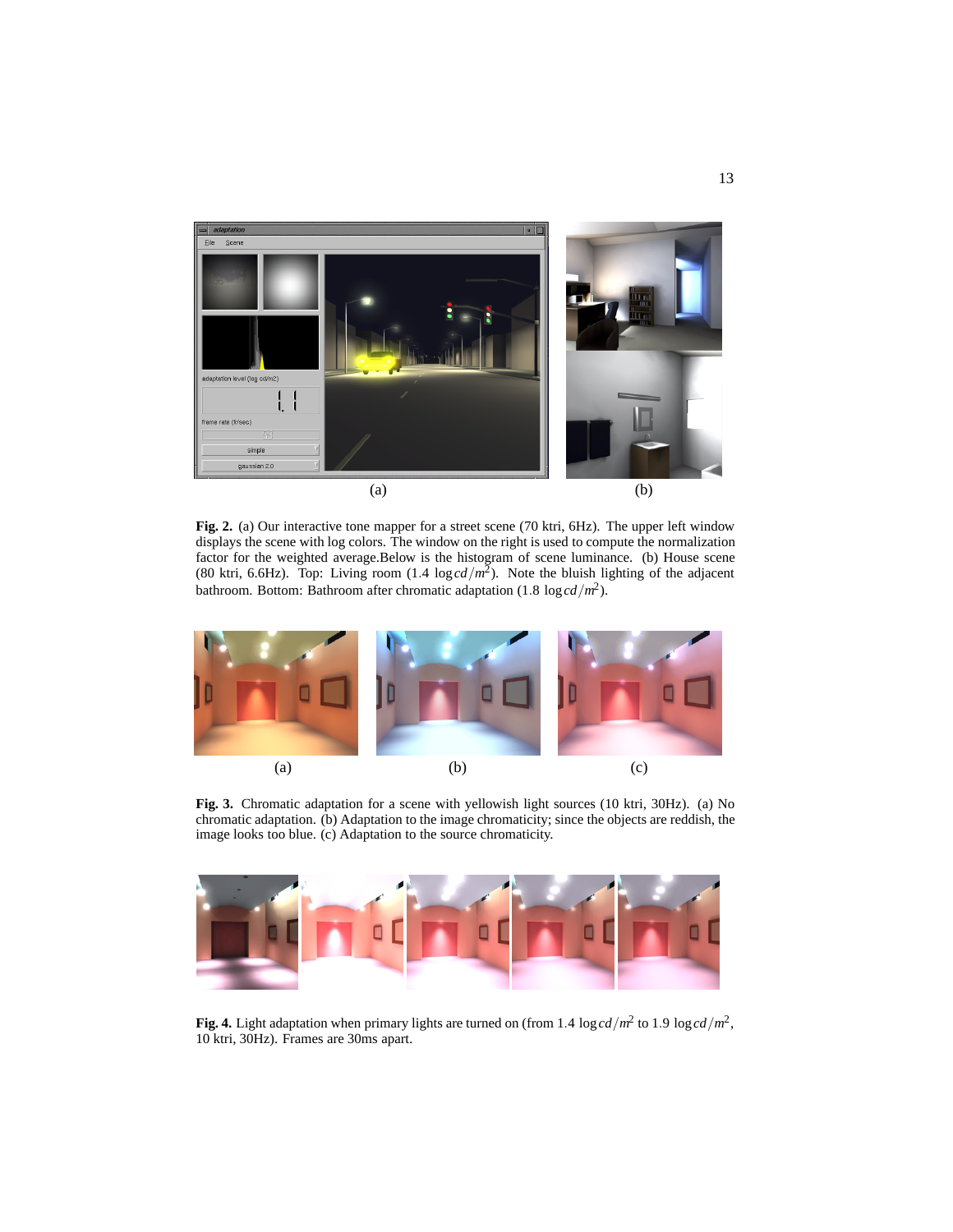(a)

(b)

**Fig. 2.** (a) Our interactive tone mapper for a street scene (70 ktri, 6Hz). The upper left window displays the scene with log colors. The window on the right is used to compute the normalization factor for the weighted average.Below is the histogram of scene luminance. (b) House scene (80 ktri, 6.6Hz). Top: Living room (1.4 $\log cd/m^2$). Note the bluish lighting of the adjacent bathroom. Bottom: Bathroom after chromatic adaptation (1.8 $\log cd/m^2$).

(a)

(b)

(c)

**Fig. 3.** Chromatic adaptation for a scene with yellowish light sources (10 ktri, 30Hz). (a) No chromatic adaptation. (b) Adaptation to the image chromaticity; since the objects are reddish, the image looks too blue. (c) Adaptation to the source chromaticity.

**Fig. 4.** Light adaptation when primary lights are turned on (from 1.4 $\log cd/m^2$ to 1.9 $\log cd/m^2$, 10 ktri, 30Hz). Frames are 30ms apart.